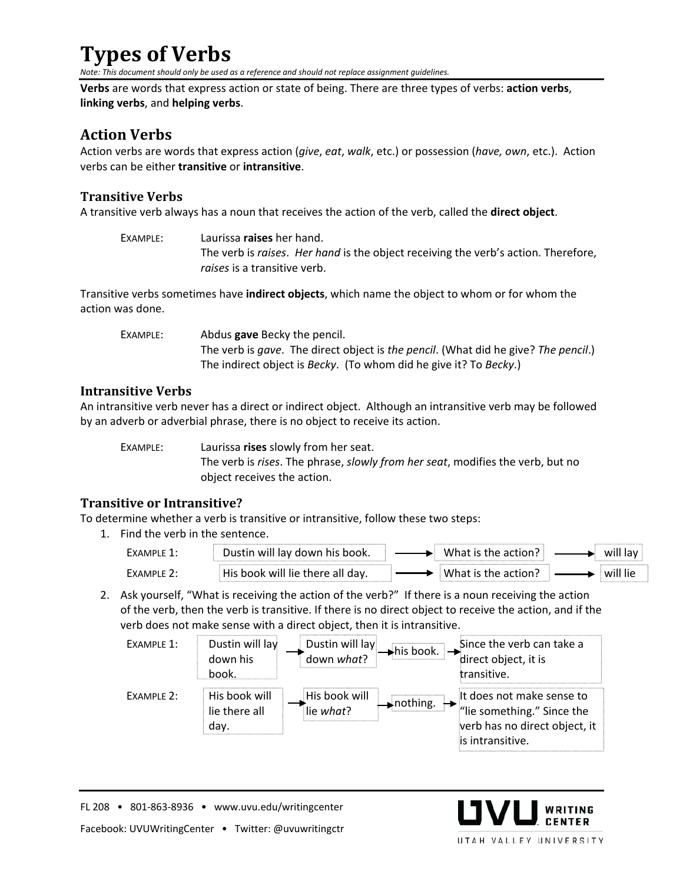# Types of Verbs

*Note: This document should only be used as a reference and should not replace assignment guidelines.*

**Verbs** are words that express action or state of being. There are three types of verbs: **action verbs**, **linking verbs**, and **helping verbs**.

## Action Verbs

Action verbs are words that express action (*give*, *eat*, *walk*, etc.) or possession (*have, own*, etc.). Action verbs can be either **transitive** or **intransitive**.

### Transitive Verbs

A transitive verb always has a noun that receives the action of the verb, called the **direct object**.

EXAMPLE: Laurissa **raises** her hand.
The verb is *raises*. *Her hand* is the object receiving the verb's action. Therefore, *raises* is a transitive verb.

Transitive verbs sometimes have **indirect objects**, which name the object to whom or for whom the action was done.

EXAMPLE: Abdus **gave** Becky the pencil.
The verb is *gave*. The direct object is *the pencil*. (What did he give? *The pencil*.)
The indirect object is *Becky*. (To whom did he give it? To *Becky*.)

### Intransitive Verbs

An intransitive verb never has a direct or indirect object. Although an intransitive verb may be followed by an adverb or adverbial phrase, there is no object to receive its action.

EXAMPLE: Laurissa **rises** slowly from her seat.
The verb is *rises*. The phrase, *slowly from her seat*, modifies the verb, but no object receives the action.

### Transitive or Intransitive?

To determine whether a verb is transitive or intransitive, follow these two steps:

1. Find the verb in the sentence.

   EXAMPLE 1: Dustin will lay down his book. → What is the action? → will lay

   EXAMPLE 2: His book will lie there all day. → What is the action? → will lie

2. Ask yourself, "What is receiving the action of the verb?" If there is a noun receiving the action of the verb, then the verb is transitive. If there is no direct object to receive the action, and if the verb does not make sense with a direct object, then it is intransitive.

   EXAMPLE 1: Dustin will lay down his book. → Dustin will lay down *what*? → his book. → Since the verb can take a direct object, it is transitive.

   EXAMPLE 2: His book will lie there all day. → His book will lie *what*? → nothing. → It does not make sense to "lie something." Since the verb has no direct object, it is intransitive.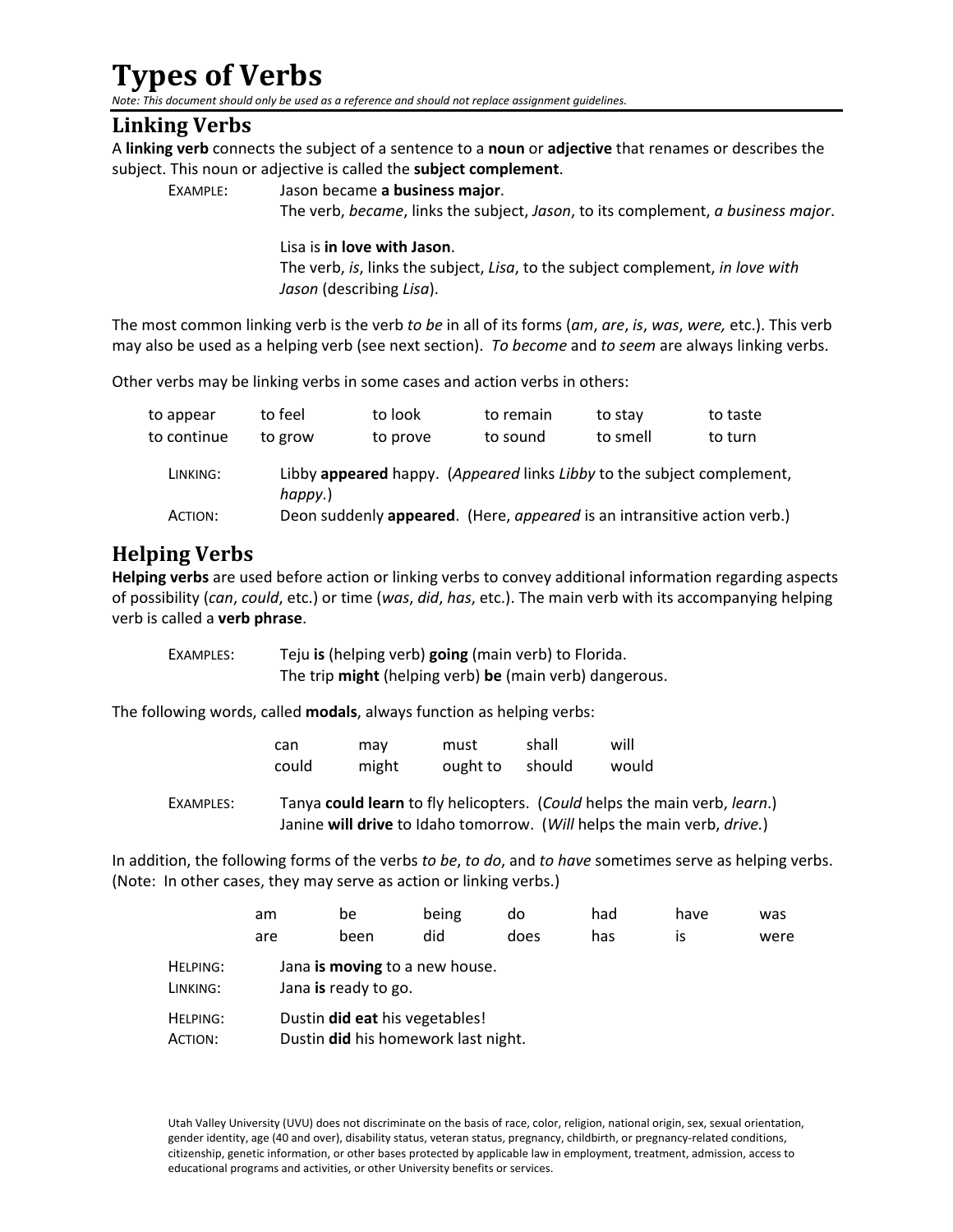# Types of Verbs

*Note: This document should only be used as a reference and should not replace assignment guidelines.*

## Linking Verbs

A **linking verb** connects the subject of a sentence to a **noun** or **adjective** that renames or describes the subject. This noun or adjective is called the **subject complement**.

EXAMPLE: Jason became **a business major**.
The verb, *became*, links the subject, *Jason*, to its complement, *a business major*.

Lisa is **in love with Jason**.
The verb, *is*, links the subject, *Lisa*, to the subject complement, *in love with Jason* (describing *Lisa*).

The most common linking verb is the verb *to be* in all of its forms (*am*, *are*, *is*, *was*, *were,* etc.). This verb may also be used as a helping verb (see next section). *To become* and *to seem* are always linking verbs.

Other verbs may be linking verbs in some cases and action verbs in others:

| | | | | | |
|---|---|---|---|---|---|
| to appear | to feel | to look | to remain | to stay | to taste |
| to continue | to grow | to prove | to sound | to smell | to turn |

LINKING: Libby **appeared** happy. (*Appeared* links *Libby* to the subject complement, *happy.*)

ACTION: Deon suddenly **appeared**. (Here, *appeared* is an intransitive action verb.)

## Helping Verbs

**Helping verbs** are used before action or linking verbs to convey additional information regarding aspects of possibility (*can*, *could*, etc.) or time (*was*, *did*, *has*, etc.). The main verb with its accompanying helping verb is called a **verb phrase**.

EXAMPLES: Teju **is** (helping verb) **going** (main verb) to Florida.
The trip **might** (helping verb) **be** (main verb) dangerous.

The following words, called **modals**, always function as helping verbs:

| | | | | |
|---|---|---|---|---|
| can | may | must | shall | will |
| could | might | ought to | should | would |

EXAMPLES: Tanya **could learn** to fly helicopters. (*Could* helps the main verb, *learn*.)
Janine **will drive** to Idaho tomorrow. (*Will* helps the main verb, *drive.*)

In addition, the following forms of the verbs *to be*, *to do*, and *to have* sometimes serve as helping verbs. (Note: In other cases, they may serve as action or linking verbs.)

| | | | | | | |
|---|---|---|---|---|---|---|
| am | be | being | do | had | have | was |
| are | been | did | does | has | is | were |

HELPING: Jana **is moving** to a new house.
LINKING: Jana **is** ready to go.

HELPING: Dustin **did eat** his vegetables!
ACTION: Dustin **did** his homework last night.

Utah Valley University (UVU) does not discriminate on the basis of race, color, religion, national origin, sex, sexual orientation, gender identity, age (40 and over), disability status, veteran status, pregnancy, childbirth, or pregnancy-related conditions, citizenship, genetic information, or other bases protected by applicable law in employment, treatment, admission, access to educational programs and activities, or other University benefits or services.